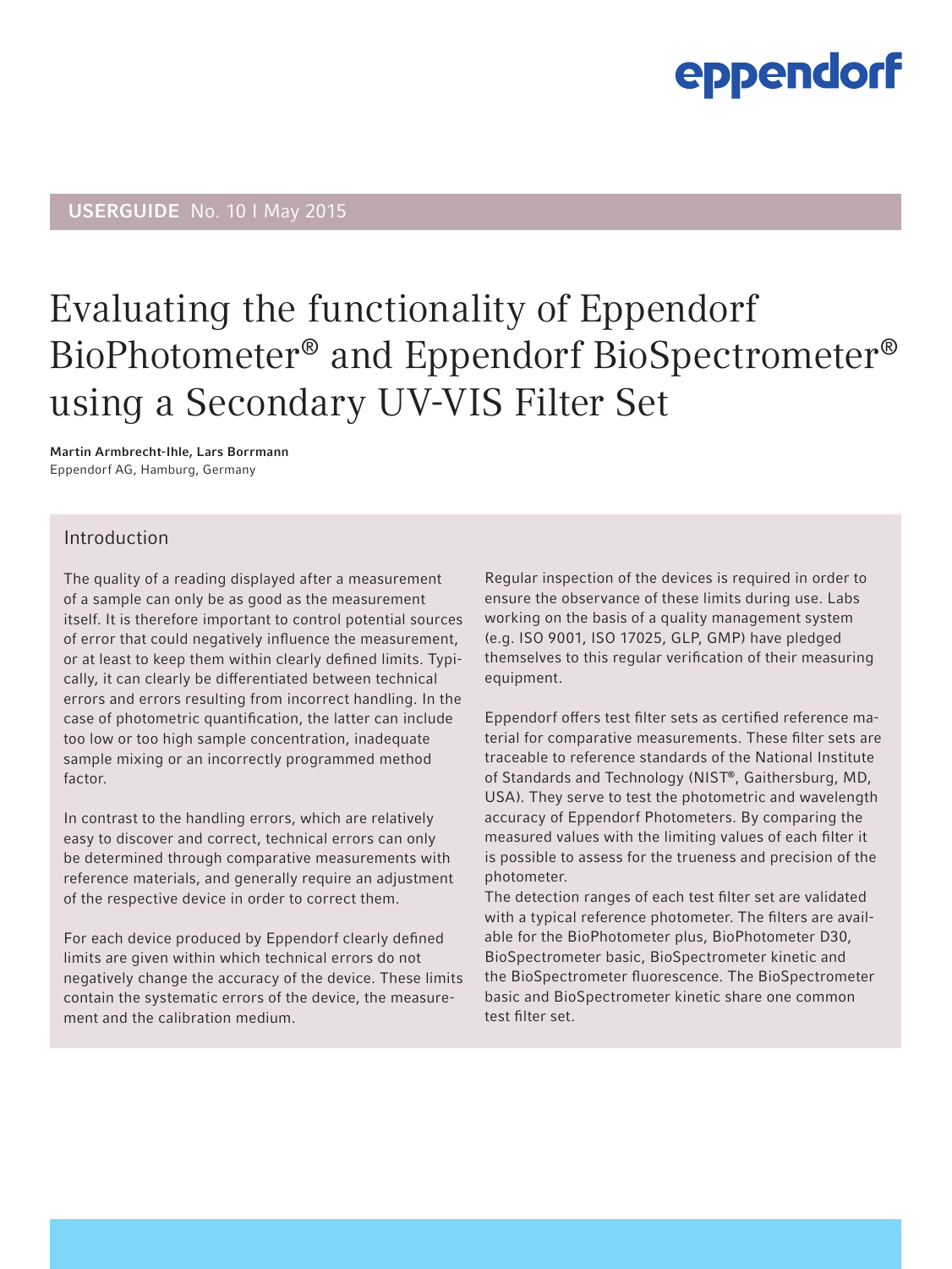**USERGUIDE** No. 10 I May 2015

# Evaluating the functionality of Eppendorf BioPhotometer® and Eppendorf BioSpectrometer® using a Secondary UV-VIS Filter Set

**Martin Armbrecht-Ihle, Lars Borrmann**
Eppendorf AG, Hamburg, Germany

## Introduction

The quality of a reading displayed after a measurement of a sample can only be as good as the measurement itself. It is therefore important to control potential sources of error that could negatively influence the measurement, or at least to keep them within clearly defined limits. Typically, it can clearly be differentiated between technical errors and errors resulting from incorrect handling. In the case of photometric quantification, the latter can include too low or too high sample concentration, inadequate sample mixing or an incorrectly programmed method factor.

In contrast to the handling errors, which are relatively easy to discover and correct, technical errors can only be determined through comparative measurements with reference materials, and generally require an adjustment of the respective device in order to correct them.

For each device produced by Eppendorf clearly defined limits are given within which technical errors do not negatively change the accuracy of the device. These limits contain the systematic errors of the device, the measurement and the calibration medium.

Regular inspection of the devices is required in order to ensure the observance of these limits during use. Labs working on the basis of a quality management system (e.g. ISO 9001, ISO 17025, GLP, GMP) have pledged themselves to this regular verification of their measuring equipment.

Eppendorf offers test filter sets as certified reference material for comparative measurements. These filter sets are traceable to reference standards of the National Institute of Standards and Technology (NIST®, Gaithersburg, MD, USA). They serve to test the photometric and wavelength accuracy of Eppendorf Photometers. By comparing the measured values with the limiting values of each filter it is possible to assess for the trueness and precision of the photometer.

The detection ranges of each test filter set are validated with a typical reference photometer. The filters are available for the BioPhotometer plus, BioPhotometer D30, BioSpectrometer basic, BioSpectrometer kinetic and the BioSpectrometer fluorescence. The BioSpectrometer basic and BioSpectrometer kinetic share one common test filter set.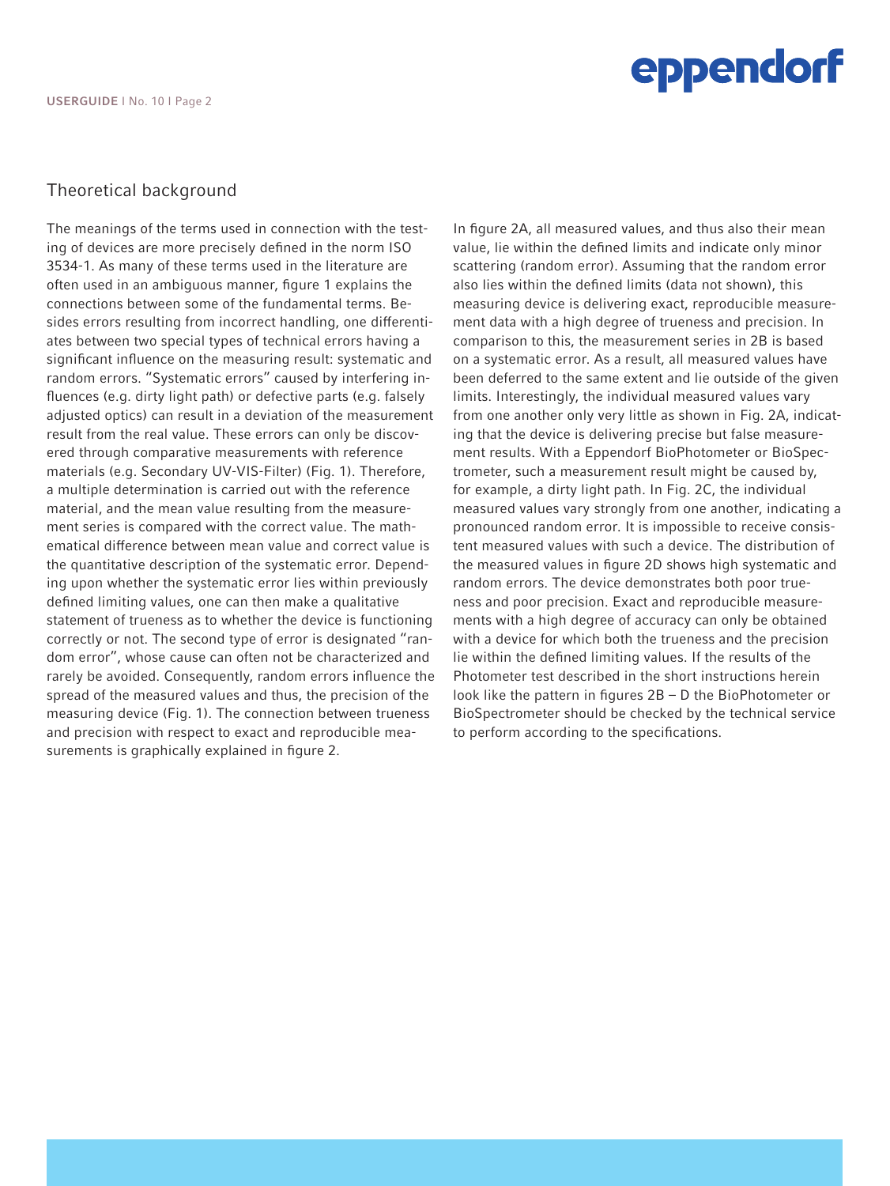## Theoretical background

The meanings of the terms used in connection with the testing of devices are more precisely defined in the norm ISO 3534-1. As many of these terms used in the literature are often used in an ambiguous manner, figure 1 explains the connections between some of the fundamental terms. Besides errors resulting from incorrect handling, one differentiates between two special types of technical errors having a significant influence on the measuring result: systematic and random errors. "Systematic errors" caused by interfering influences (e.g. dirty light path) or defective parts (e.g. falsely adjusted optics) can result in a deviation of the measurement result from the real value. These errors can only be discovered through comparative measurements with reference materials (e.g. Secondary UV-VIS-Filter) (Fig. 1). Therefore, a multiple determination is carried out with the reference material, and the mean value resulting from the measurement series is compared with the correct value. The mathematical difference between mean value and correct value is the quantitative description of the systematic error. Depending upon whether the systematic error lies within previously defined limiting values, one can then make a qualitative statement of trueness as to whether the device is functioning correctly or not. The second type of error is designated "random error", whose cause can often not be characterized and rarely be avoided. Consequently, random errors influence the spread of the measured values and thus, the precision of the measuring device (Fig. 1). The connection between trueness and precision with respect to exact and reproducible measurements is graphically explained in figure 2.

In figure 2A, all measured values, and thus also their mean value, lie within the defined limits and indicate only minor scattering (random error). Assuming that the random error also lies within the defined limits (data not shown), this measuring device is delivering exact, reproducible measurement data with a high degree of trueness and precision. In comparison to this, the measurement series in 2B is based on a systematic error. As a result, all measured values have been deferred to the same extent and lie outside of the given limits. Interestingly, the individual measured values vary from one another only very little as shown in Fig. 2A, indicating that the device is delivering precise but false measurement results. With a Eppendorf BioPhotometer or BioSpectrometer, such a measurement result might be caused by, for example, a dirty light path. In Fig. 2C, the individual measured values vary strongly from one another, indicating a pronounced random error. It is impossible to receive consistent measured values with such a device. The distribution of the measured values in figure 2D shows high systematic and random errors. The device demonstrates both poor trueness and poor precision. Exact and reproducible measurements with a high degree of accuracy can only be obtained with a device for which both the trueness and the precision lie within the defined limiting values. If the results of the Photometer test described in the short instructions herein look like the pattern in figures 2B – D the BioPhotometer or BioSpectrometer should be checked by the technical service to perform according to the specifications.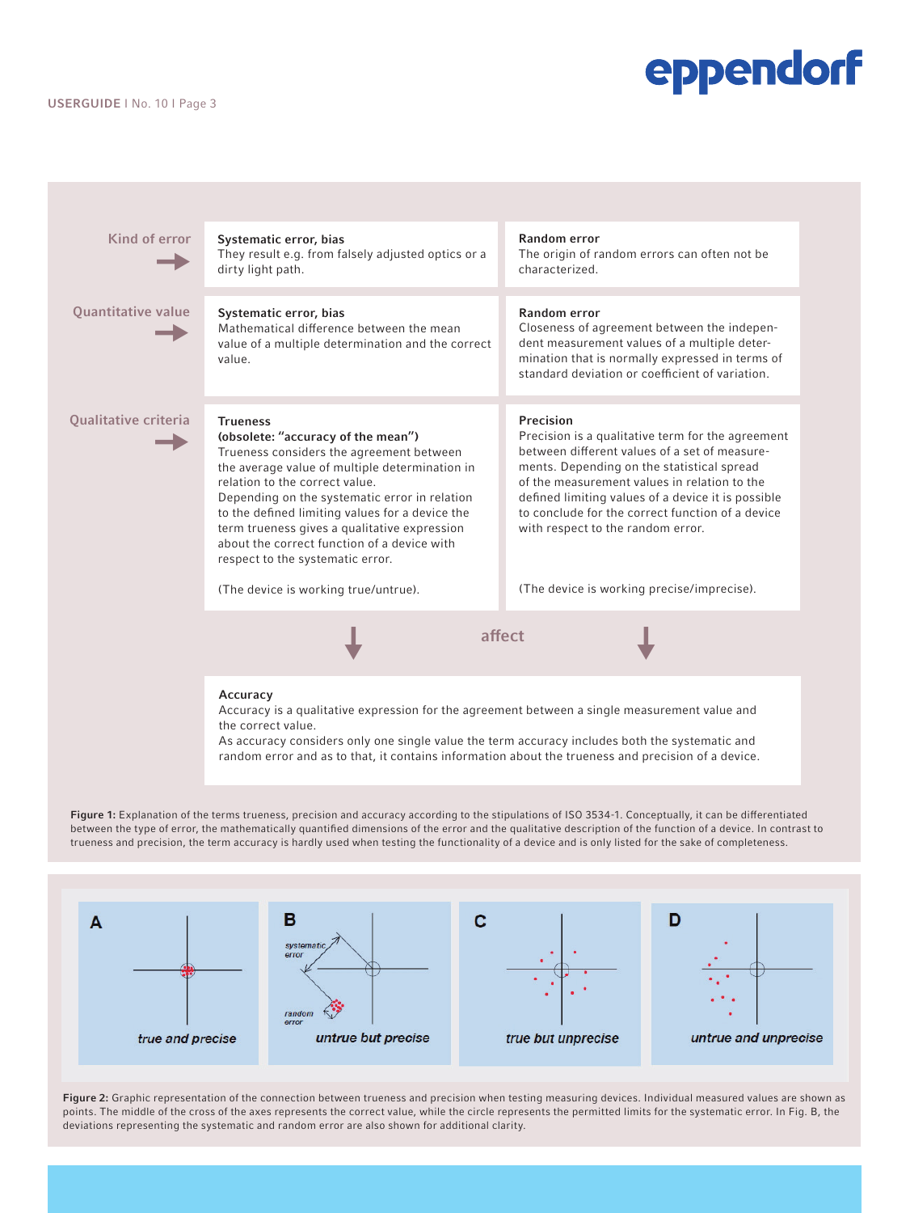| | | |
|---|---|---|
| **Kind of error** | **Systematic error, bias**<br>They result e.g. from falsely adjusted optics or a dirty light path. | **Random error**<br>The origin of random errors can often not be characterized. |
| **Quantitative value** | **Systematic error, bias**<br>Mathematical difference between the mean value of a multiple determination and the correct value. | **Random error**<br>Closeness of agreement between the independent measurement values of a multiple determination that is normally expressed in terms of standard deviation or coefficient of variation. |
| **Qualitative criteria** | **Trueness**<br>**(obsolete: "accuracy of the mean")**<br>Trueness considers the agreement between the average value of multiple determination in relation to the correct value.<br>Depending on the systematic error in relation to the defined limiting values for a device the term trueness gives a qualitative expression about the correct function of a device with respect to the systematic error.<br><br>(The device is working true/untrue). | **Precision**<br>Precision is a qualitative term for the agreement between different values of a set of measurements. Depending on the statistical spread of the measurement values in relation to the defined limiting values of a device it is possible to conclude for the correct function of a device with respect to the random error.<br><br>(The device is working precise/imprecise). |

affect

**Accuracy**
Accuracy is a qualitative expression for the agreement between a single measurement value and the correct value.
As accuracy considers only one single value the term accuracy includes both the systematic and random error and as to that, it contains information about the trueness and precision of a device.

**Figure 1:** Explanation of the terms trueness, precision and accuracy according to the stipulations of ISO 3534-1. Conceptually, it can be differentiated between the type of error, the mathematically quantified dimensions of the error and the qualitative description of the function of a device. In contrast to trueness and precision, the term accuracy is hardly used when testing the functionality of a device and is only listed for the sake of completeness.

A — true and precise

B — systematic error; random error — untrue but precise

C — true but unprecise

D — untrue and unprecise

**Figure 2:** Graphic representation of the connection between trueness and precision when testing measuring devices. Individual measured values are shown as points. The middle of the cross of the axes represents the correct value, while the circle represents the permitted limits for the systematic error. In Fig. B, the deviations representing the systematic and random error are also shown for additional clarity.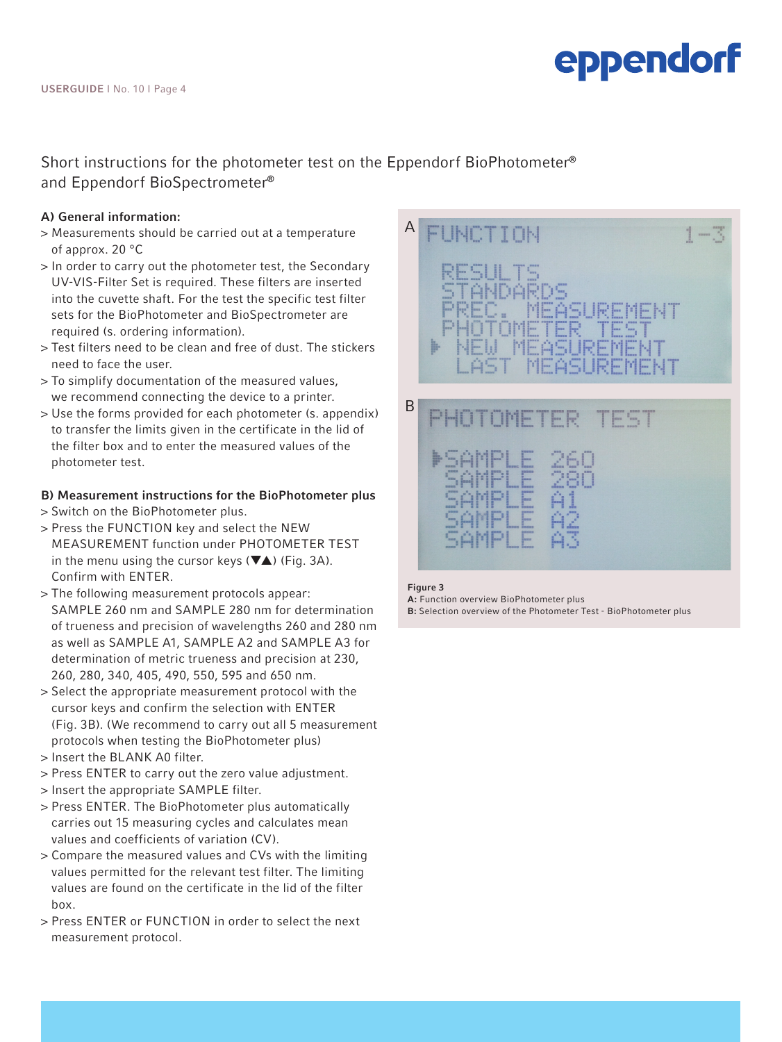## Short instructions for the photometer test on the Eppendorf BioPhotometer® and Eppendorf BioSpectrometer®

### A) General information:

> Measurements should be carried out at a temperature of approx. 20 °C

> In order to carry out the photometer test, the Secondary UV-VIS-Filter Set is required. These filters are inserted into the cuvette shaft. For the test the specific test filter sets for the BioPhotometer and BioSpectrometer are required (s. ordering information).

> Test filters need to be clean and free of dust. The stickers need to face the user.

> To simplify documentation of the measured values, we recommend connecting the device to a printer.

> Use the forms provided for each photometer (s. appendix) to transfer the limits given in the certificate in the lid of the filter box and to enter the measured values of the photometer test.

### B) Measurement instructions for the BioPhotometer plus

> Switch on the BioPhotometer plus.

> Press the FUNCTION key and select the NEW MEASUREMENT function under PHOTOMETER TEST in the menu using the cursor keys (▼▲) (Fig. 3A). Confirm with ENTER.

> The following measurement protocols appear: SAMPLE 260 nm and SAMPLE 280 nm for determination of trueness and precision of wavelengths 260 and 280 nm as well as SAMPLE A1, SAMPLE A2 and SAMPLE A3 for determination of metric trueness and precision at 230, 260, 280, 340, 405, 490, 550, 595 and 650 nm.

> Select the appropriate measurement protocol with the cursor keys and confirm the selection with ENTER (Fig. 3B). (We recommend to carry out all 5 measurement protocols when testing the BioPhotometer plus)

> Insert the BLANK A0 filter.

> Press ENTER to carry out the zero value adjustment.

> Insert the appropriate SAMPLE filter.

> Press ENTER. The BioPhotometer plus automatically carries out 15 measuring cycles and calculates mean values and coefficients of variation (CV).

> Compare the measured values and CVs with the limiting values permitted for the relevant test filter. The limiting values are found on the certificate in the lid of the filter box.

> Press ENTER or FUNCTION in order to select the next measurement protocol.

**Figure 3**
**A:** Function overview BioPhotometer plus
**B:** Selection overview of the Photometer Test - BioPhotometer plus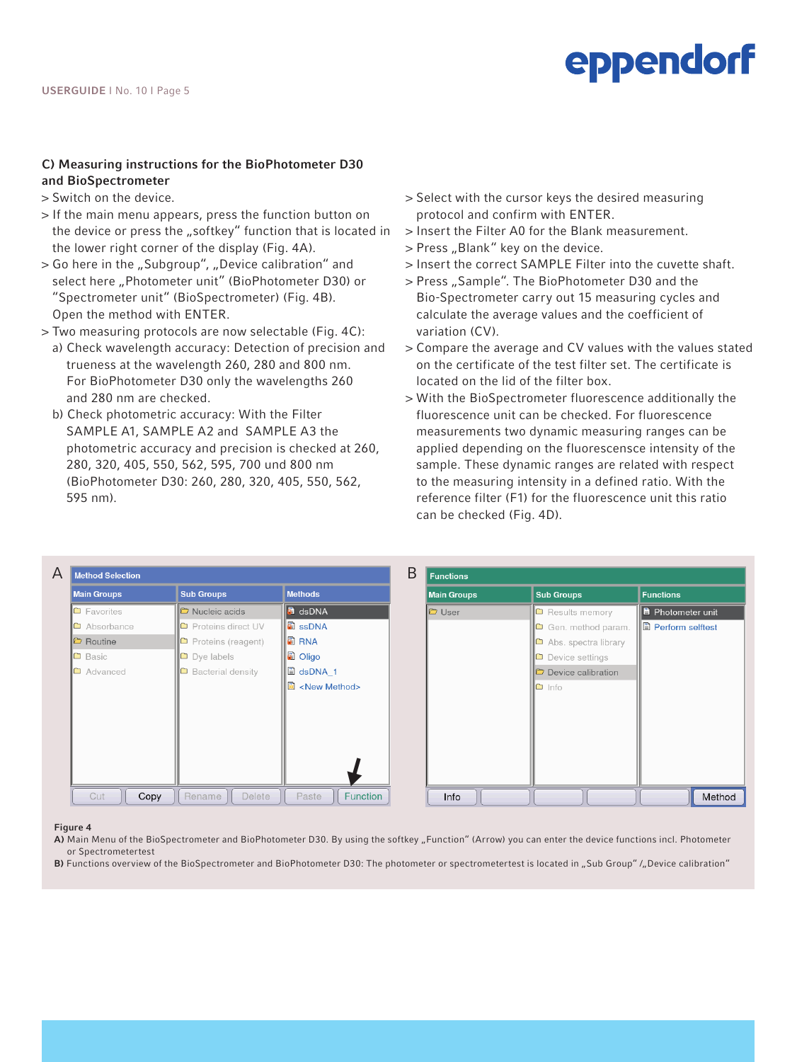### C) Measuring instructions for the BioPhotometer D30 and BioSpectrometer

> Switch on the device.

> If the main menu appears, press the function button on the device or press the „softkey" function that is located in the lower right corner of the display (Fig. 4A).

> Go here in the „Subgroup", „Device calibration" and select here „Photometer unit" (BioPhotometer D30) or "Spectrometer unit" (BioSpectrometer) (Fig. 4B). Open the method with ENTER.

> Two measuring protocols are now selectable (Fig. 4C):

a) Check wavelength accuracy: Detection of precision and trueness at the wavelength 260, 280 and 800 nm. For BioPhotometer D30 only the wavelengths 260 and 280 nm are checked.

b) Check photometric accuracy: With the Filter SAMPLE A1, SAMPLE A2 and SAMPLE A3 the photometric accuracy and precision is checked at 260, 280, 320, 405, 550, 562, 595, 700 und 800 nm (BioPhotometer D30: 260, 280, 320, 405, 550, 562, 595 nm).

> Select with the cursor keys the desired measuring protocol and confirm with ENTER.

> Insert the Filter A0 for the Blank measurement.

> Press „Blank" key on the device.

> Insert the correct SAMPLE Filter into the cuvette shaft.

> Press „Sample". The BioPhotometer D30 and the Bio-Spectrometer carry out 15 measuring cycles and calculate the average values and the coefficient of variation (CV).

> Compare the average and CV values with the values stated on the certificate of the test filter set. The certificate is located on the lid of the filter box.

> With the BioSpectrometer fluorescence additionally the fluorescence unit can be checked. For fluorescence measurements two dynamic measuring ranges can be applied depending on the fluorescensce intensity of the sample. These dynamic ranges are related with respect to the measuring intensity in a defined ratio. With the reference filter (F1) for the fluorescence unit this ratio can be checked (Fig. 4D).

**Figure 4**

**A)** Main Menu of the BioSpectrometer and BioPhotometer D30. By using the softkey „Function" (Arrow) you can enter the device functions incl. Photometer or Spectrometertest

**B)** Functions overview of the BioSpectrometer and BioPhotometer D30: The photometer or spectrometertest is located in „Sub Group" /„Device calibration"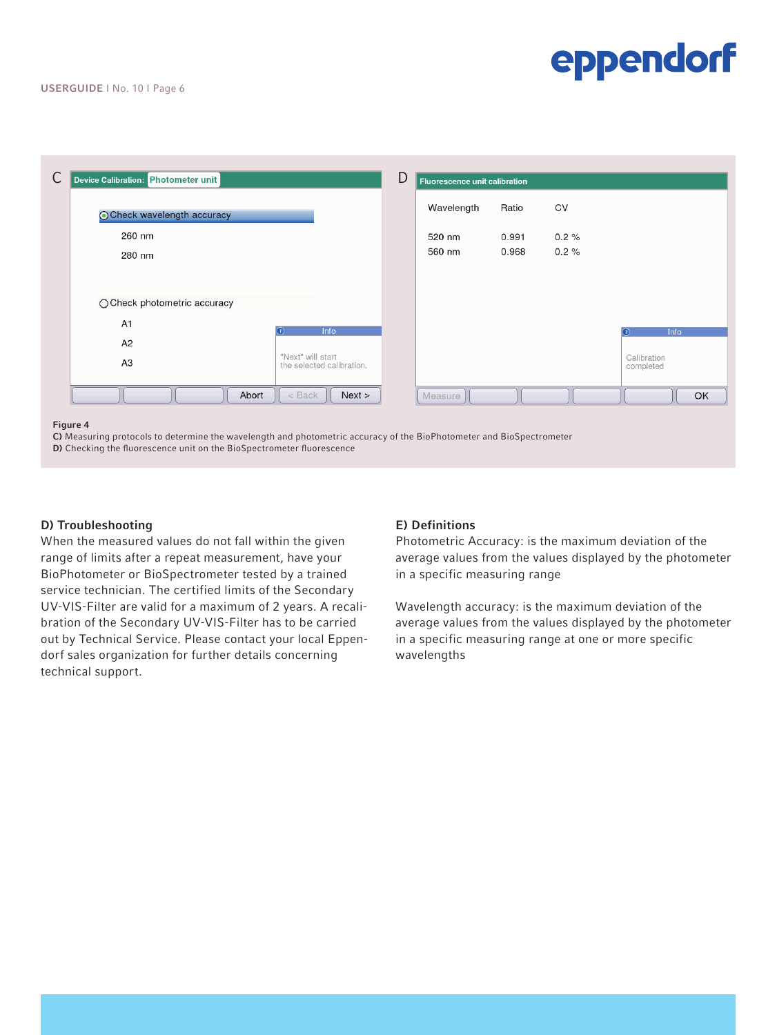C

**Device Calibration: Photometer unit**

- Check wavelength accuracy
  - 260 nm
  - 280 nm
- Check photometric accuracy
  - A1
  - A2
  - A3

Info: "Next" will start the selected calibration.

Abort | < Back | Next >

D

**Fluorescence unit calibration**

| Wavelength | Ratio | CV |
| --- | --- | --- |
| 520 nm | 0.991 | 0.2 % |
| 560 nm | 0.968 | 0.2 % |

Info: Calibration completed

Measure | OK

**Figure 4**
**C)** Measuring protocols to determine the wavelength and photometric accuracy of the BioPhotometer and BioSpectrometer
**D)** Checking the fluorescence unit on the BioSpectrometer fluorescence

### D) Troubleshooting

When the measured values do not fall within the given range of limits after a repeat measurement, have your BioPhotometer or BioSpectrometer tested by a trained service technician. The certified limits of the Secondary UV-VIS-Filter are valid for a maximum of 2 years. A recalibration of the Secondary UV-VIS-Filter has to be carried out by Technical Service. Please contact your local Eppendorf sales organization for further details concerning technical support.

### E) Definitions

Photometric Accuracy: is the maximum deviation of the average values from the values displayed by the photometer in a specific measuring range

Wavelength accuracy: is the maximum deviation of the average values from the values displayed by the photometer in a specific measuring range at one or more specific wavelengths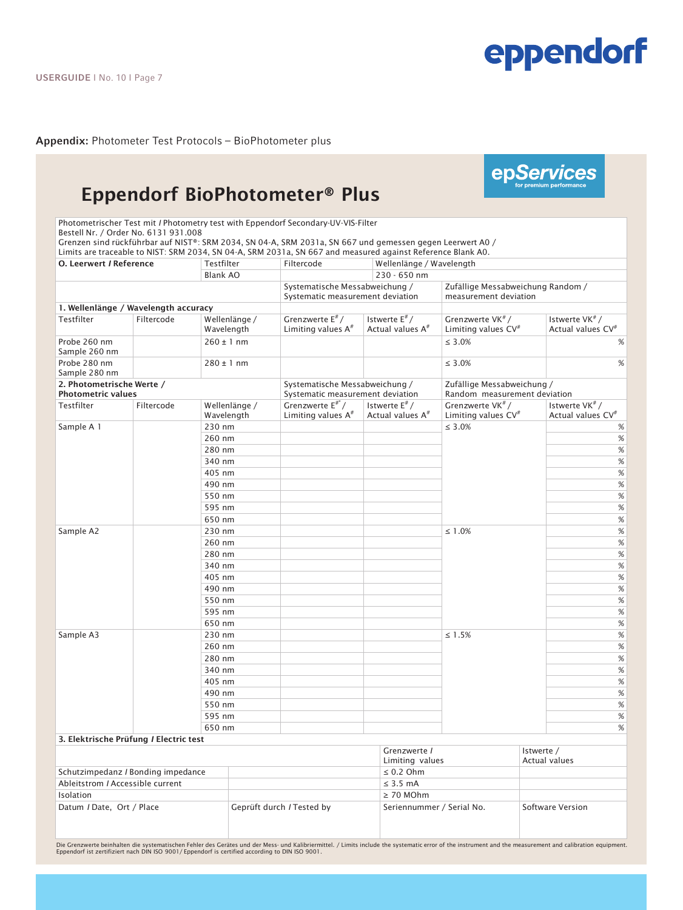**Appendix:** Photometer Test Protocols – BioPhotometer plus

epServices for premium performance

# Eppendorf BioPhotometer® Plus

Photometrischer Test mit / Photometry test with Eppendorf Secondary-UV-VIS-Filter
Bestell Nr. / Order No. 6131 931.008
Grenzen sind rückführbar auf NIST®: SRM 2034, SN 04-A, SRM 2031a, SN 667 und gemessen gegen Leerwert A0 /
Limits are traceable to NIST: SRM 2034, SN 04-A, SRM 2031a, SN 667 and measured against Reference Blank A0.

| **0. Leerwert / Reference** | | Testfilter | Filtercode | Wellenlänge / Wavelength | | |
|---|---|---|---|---|---|---|
| | | Blank AO | | 230 - 650 nm | | |
| | | | Systematische Messabweichung / Systematic measurement deviation | | Zufällige Messabweichung Random / measurement deviation | |
| **1. Wellenlänge / Wavelength accuracy** | | | | | | |
| Testfilter | Filtercode | Wellenlänge / Wavelength | Grenzwerte E# / Limiting values A# | Istwerte E# / Actual values A# | Grenzwerte VK# / Limiting values CV# | Istwerte VK# / Actual values CV# |
| Probe 260 nm Sample 260 nm | | 260 ± 1 nm | | | ≤ 3.0% | % |
| Probe 280 nm Sample 280 nm | | 280 ± 1 nm | | | ≤ 3.0% | % |
| **2. Photometrische Werte / Photometric values** | | | Systematische Messabweichung / Systematic measurement deviation | | Zufällige Messabweichung / Random measurement deviation | |
| Testfilter | Filtercode | Wellenlänge / Wavelength | Grenzwerte E# / Limiting values A# | Istwerte E# / Actual values A# | Grenzwerte VK# / Limiting values CV# | Istwerte VK# / Actual values CV# |
| Sample A 1 | | 230 nm | | | ≤ 3.0% | % |
| | | 260 nm | | | | % |
| | | 280 nm | | | | % |
| | | 340 nm | | | | % |
| | | 405 nm | | | | % |
| | | 490 nm | | | | % |
| | | 550 nm | | | | % |
| | | 595 nm | | | | % |
| | | 650 nm | | | | % |
| Sample A2 | | 230 nm | | | ≤ 1.0% | % |
| | | 260 nm | | | | % |
| | | 280 nm | | | | % |
| | | 340 nm | | | | % |
| | | 405 nm | | | | % |
| | | 490 nm | | | | % |
| | | 550 nm | | | | % |
| | | 595 nm | | | | % |
| | | 650 nm | | | | % |
| Sample A3 | | 230 nm | | | ≤ 1.5% | % |
| | | 260 nm | | | | % |
| | | 280 nm | | | | % |
| | | 340 nm | | | | % |
| | | 405 nm | | | | % |
| | | 490 nm | | | | % |
| | | 550 nm | | | | % |
| | | 595 nm | | | | % |
| | | 650 nm | | | | % |

| **3. Elektrische Prüfung / Electric test** | | | |
|---|---|---|---|
| | | Grenzwerte / Limiting values | Istwerte / Actual values |
| Schutzimpedanz / Bonding impedance | | ≤ 0.2 Ohm | |
| Ableitstrom / Accessible current | | ≤ 3.5 mA | |
| Isolation | | ≥ 70 MOhm | |
| Datum / Date, Ort / Place | Geprüft durch / Tested by | Seriennummer / Serial No. | Software Version |

Die Grenzwerte beinhalten die systematischen Fehler des Gerätes und der Mess- und Kalibriermittel. / Limits include the systematic error of the instrument and the measurement and calibration equipment.
Eppendorf ist zertifiziert nach DIN ISO 9001/ Eppendorf is certified according to DIN ISO 9001.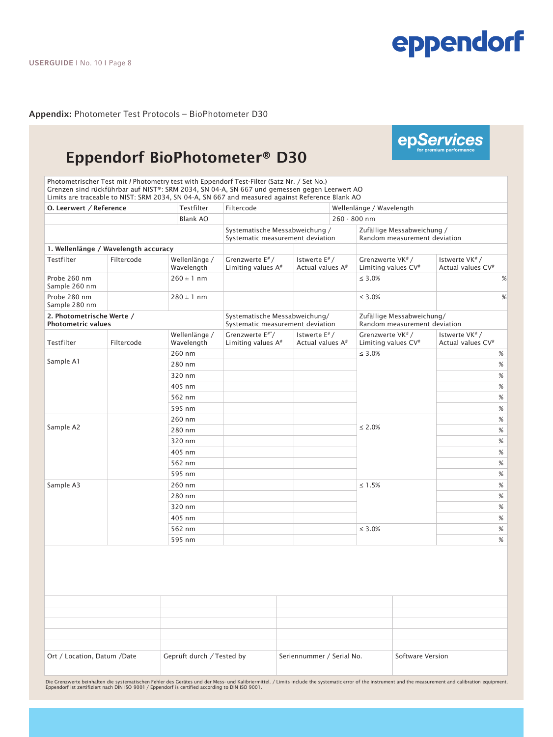**Appendix:** Photometer Test Protocols – BioPhotometer D30

epServices
for premium performance

# Eppendorf BioPhotometer® D30

Photometrischer Test mit / Photometry test with Eppendorf Test-Filter (Satz Nr. / Set No.)
Grenzen sind rückführbar auf NIST®: SRM 2034, SN 04-A, SN 667 und gemessen gegen Leerwert AO
Limits are traceable to NIST: SRM 2034, SN 04-A, SN 667 and measured against Reference Blank AO

| **O. Leerwert / Reference** | | Testfilter | Filtercode | | Wellenlänge / Wavelength | |
|---|---|---|---|---|---|---|
| | | Blank AO | | | 260 - 800 nm | |
| | | | Systematische Messabweichung / Systematic measurement deviation | | Zufällige Messabweichung / Random measurement deviation | |
| **1. Wellenlänge / Wavelength accuracy** | | | | | | |
| Testfilter | Filtercode | Wellenlänge / Wavelength | Grenzwerte E# / Limiting values A# | Istwerte E# / Actual values A# | Grenzwerte VK# / Limiting values CV# | Istwerte VK# / Actual values CV# |
| Probe 260 nm Sample 260 nm | | 260 ± 1 nm | | | ≤ 3.0% | % |
| Probe 280 nm Sample 280 nm | | 280 ± 1 nm | | | ≤ 3.0% | % |
| **2. Photometrische Werte / Photometric values** | | | Systematische Messabweichung/ Systematic measurement deviation | | Zufällige Messabweichung/ Random measurement deviation | |
| Testfilter | Filtercode | Wellenlänge / Wavelength | Grenzwerte E#/ Limiting values A# | Istwerte E# / Actual values A# | Grenzwerte VK# / Limiting values CV# | Istwerte VK# / Actual values CV# |
| Sample A1 | | 260 nm | | | ≤ 3.0% | % |
| | | 280 nm | | | | % |
| | | 320 nm | | | | % |
| | | 405 nm | | | | % |
| | | 562 nm | | | | % |
| | | 595 nm | | | | % |
| Sample A2 | | 260 nm | | | ≤ 2.0% | % |
| | | 280 nm | | | | % |
| | | 320 nm | | | | % |
| | | 405 nm | | | | % |
| | | 562 nm | | | | % |
| | | 595 nm | | | | % |
| Sample A3 | | 260 nm | | | ≤ 1.5% | % |
| | | 280 nm | | | | % |
| | | 320 nm | | | | % |
| | | 405 nm | | | | % |
| | | 562 nm | | | ≤ 3.0% | % |
| | | 595 nm | | | | % |

| | | | |
|---|---|---|---|
| | | | |
| | | | |
| | | | |
| | | | |
| | | | |
| Ort / Location, Datum /Date | Geprüft durch / Tested by | Seriennummer / Serial No. | Software Version |

Die Grenzwerte beinhalten die systematischen Fehler des Gerätes und der Mess- und Kalibriermittel. / Limits include the systematic error of the instrument and the measurement and calibration equipment.
Eppendorf ist zertifiziert nach DIN ISO 9001 / Eppendorf is certified according to DIN ISO 9001.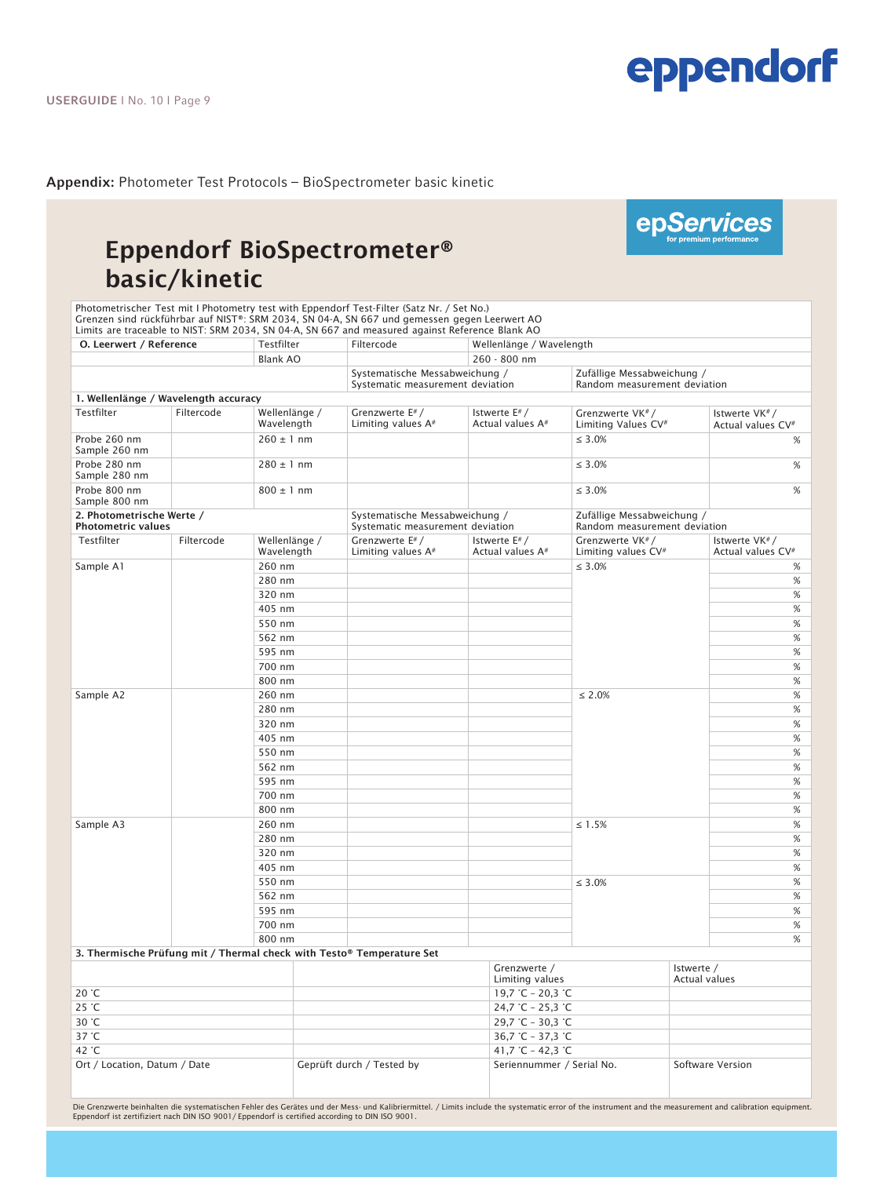**Appendix:** Photometer Test Protocols – BioSpectrometer basic kinetic

epServices
for premium performance

# Eppendorf BioSpectrometer® basic/kinetic

Photometrischer Test mit I Photometry test with Eppendorf Test-Filter (Satz Nr. / Set No.)
Grenzen sind rückführbar auf NIST®: SRM 2034, SN 04-A, SN 667 und gemessen gegen Leerwert AO
Limits are traceable to NIST: SRM 2034, SN 04-A, SN 667 and measured against Reference Blank AO

| O. Leerwert / Reference | | Testfilter | Filtercode | Wellenlänge / Wavelength | | | |
|---|---|---|---|---|---|---|---|
| | | Blank AO | | 260 - 800 nm | | | |
| | | | Systematische Messabweichung / Systematic measurement deviation | | Zufällige Messabweichung / Random measurement deviation | | |
| **1. Wellenlänge / Wavelength accuracy** | | | | | | | |
| Testfilter | Filtercode | Wellenlänge / Wavelength | Grenzwerte E# / Limiting values A# | Istwerte E# / Actual values A# | Grenzwerte VK# / Limiting Values CV# | Istwerte VK# / Actual values CV# | |
| Probe 260 nm Sample 260 nm | | 260 ± 1 nm | | | ≤ 3.0% | % | |
| Probe 280 nm Sample 280 nm | | 280 ± 1 nm | | | ≤ 3.0% | % | |
| Probe 800 nm Sample 800 nm | | 800 ± 1 nm | | | ≤ 3.0% | % | |
| **2. Photometrische Werte / Photometric values** | | | Systematische Messabweichung / Systematic measurement deviation | | Zufällige Messabweichung / Random measurement deviation | | |
| Testfilter | Filtercode | Wellenlänge / Wavelength | Grenzwerte E# / Limiting values A# | Istwerte E# / Actual values A# | Grenzwerte VK# / Limiting Values CV# | Istwerte VK# / Actual values CV# | |
| Sample A1 | | 260 nm | | | ≤ 3.0% | % | |
| | | 280 nm | | | | % | |
| | | 320 nm | | | | % | |
| | | 405 nm | | | | % | |
| | | 550 nm | | | | % | |
| | | 562 nm | | | | % | |
| | | 595 nm | | | | % | |
| | | 700 nm | | | | % | |
| | | 800 nm | | | | % | |
| Sample A2 | | 260 nm | | | ≤ 2.0% | % | |
| | | 280 nm | | | | % | |
| | | 320 nm | | | | % | |
| | | 405 nm | | | | % | |
| | | 550 nm | | | | % | |
| | | 562 nm | | | | % | |
| | | 595 nm | | | | % | |
| | | 700 nm | | | | % | |
| | | 800 nm | | | | % | |
| Sample A3 | | 260 nm | | | ≤ 1.5% | % | |
| | | 280 nm | | | | % | |
| | | 320 nm | | | | % | |
| | | 405 nm | | | | % | |
| | | 550 nm | | | ≤ 3.0% | % | |
| | | 562 nm | | | | % | |
| | | 595 nm | | | | % | |
| | | 700 nm | | | | % | |
| | | 800 nm | | | | % | |

**3. Thermische Prüfung mit / Thermal check with Testo® Temperature Set**

| | | Grenzwerte / Limiting values | Istwerte / Actual values |
|---|---|---|---|
| 20 °C | | 19,7 °C – 20,3 °C | |
| 25 °C | | 24,7 °C – 25,3 °C | |
| 30 °C | | 29,7 °C – 30,3 °C | |
| 37 °C | | 36,7 °C – 37,3 °C | |
| 42 °C | | 41,7 °C – 42,3 °C | |
| Ort / Location, Datum / Date | Geprüft durch / Tested by | Seriennummer / Serial No. | Software Version |

Die Grenzwerte beinhalten die systematischen Fehler des Gerätes und der Mess- und Kalibriermittel. / Limits include the systematic error of the instrument and the measurement and calibration equipment.
Eppendorf ist zertifiziert nach DIN ISO 9001/ Eppendorf is certified according to DIN ISO 9001.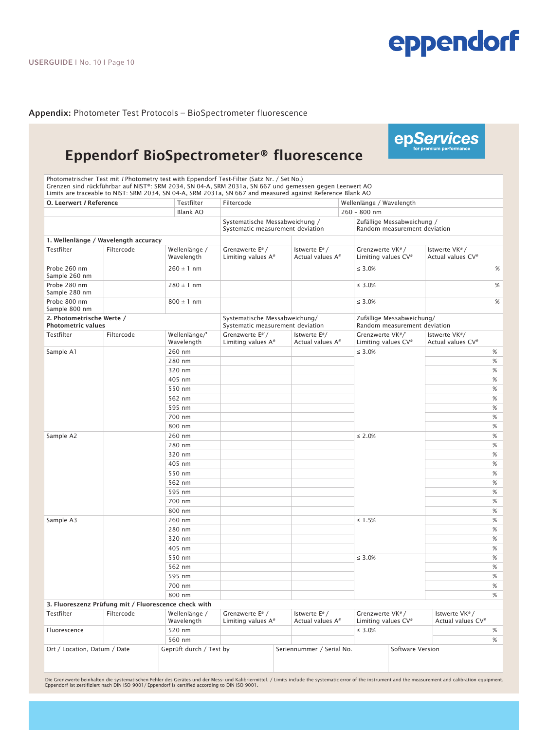**Appendix:** Photometer Test Protocols – BioSpectrometer fluorescence

# Eppendorf BioSpectrometer® fluorescence

epServices
for premium performance

Photometrischer Test mit / Photometry test with Eppendorf Test-Filter (Satz Nr. / Set No.)
Grenzen sind rückführbar auf NIST®: SRM 2034, SN 04-A, SRM 2031a, SN 667 und gemessen gegen Leerwert AO
Limits are traceable to NIST: SRM 2034, SN 04-A, SRM 2031a, SN 667 and measured against Reference Blank AO

| **0. Leerwert / Reference** | | Testfilter | Filtercode | | Wellenlänge / Wavelength | |
|---|---|---|---|---|---|---|
| | | Blank AO | | | 260 – 800 nm | |
| | | | Systematische Messabweichung / Systematic measurement deviation | | Zufällige Messabweichung / Random measurement deviation | |
| **1. Wellenlänge / Wavelength accuracy** | | | | | | |
| Testfilter | Filtercode | Wellenlänge / Wavelength | Grenzwerte E# / Limiting values A# | Istwerte E# / Actual values A# | Grenzwerte VK# / Limiting values CV# | Istwerte VK# / Actual values CV# |
| Probe 260 nm Sample 260 nm | | 260 ± 1 nm | | | ≤ 3.0% | % |
| Probe 280 nm Sample 280 nm | | 280 ± 1 nm | | | ≤ 3.0% | % |
| Probe 800 nm Sample 800 nm | | 800 ± 1 nm | | | ≤ 3.0% | % |
| **2. Photometrische Werte / Photometric values** | | | Systematische Messabweichung/ Systematic measurement deviation | | Zufällige Messabweichung/ Random measurement deviation | |
| Testfilter | Filtercode | Wellenlänge/' Wavelength | Grenzwerte E#'/ Limiting values A# | Istwerte E#/ Actual values A# | Grenzwerte VK#/' Limiting values CV# | Istwerte VK#/ Actual values CV# |
| Sample A1 | | 260 nm | | | ≤ 3.0% | % |
| | | 280 nm | | | | % |
| | | 320 nm | | | | % |
| | | 405 nm | | | | % |
| | | 550 nm | | | | % |
| | | 562 nm | | | | % |
| | | 595 nm | | | | % |
| | | 700 nm | | | | % |
| | | 800 nm | | | | % |
| Sample A2 | | 260 nm | | | ≤ 2.0% | % |
| | | 280 nm | | | | % |
| | | 320 nm | | | | % |
| | | 405 nm | | | | % |
| | | 550 nm | | | | % |
| | | 562 nm | | | | % |
| | | 595 nm | | | | % |
| | | 700 nm | | | | % |
| | | 800 nm | | | | % |
| Sample A3 | | 260 nm | | | ≤ 1.5% | % |
| | | 280 nm | | | | % |
| | | 320 nm | | | | % |
| | | 405 nm | | | | % |
| | | 550 nm | | | ≤ 3.0% | % |
| | | 562 nm | | | | % |
| | | 595 nm | | | | % |
| | | 700 nm | | | | % |
| | | 800 nm | | | | % |
| **3. Fluoreszenz Prüfung mit / Fluorescence check with** | | | | | | |
| Testfilter | Filtercode | Wellenlänge / Wavelength | Grenzwerte E# / Limiting values A# | Istwerte E# / Actual values A# | Grenzwerte VK# / Limiting values CV# | Istwerte VK# / Actual values CV# |
| Fluorescence | | 520 nm | | | ≤ 3.0% | % |
| | | 560 nm | | | | % |

| Ort / Location, Datum / Date | Geprüft durch / Test by | Seriennummer / Serial No. | Software Version |
|---|---|---|---|
| | | | |

Die Grenzwerte beinhalten die systematischen Fehler des Gerätes und der Mess- und Kalibriermittel. / Limits include the systematic error of the instrument and the measurement and calibration equipment.
Eppendorf ist zertifiziert nach DIN ISO 9001/ Eppendorf is certified according to DIN ISO 9001.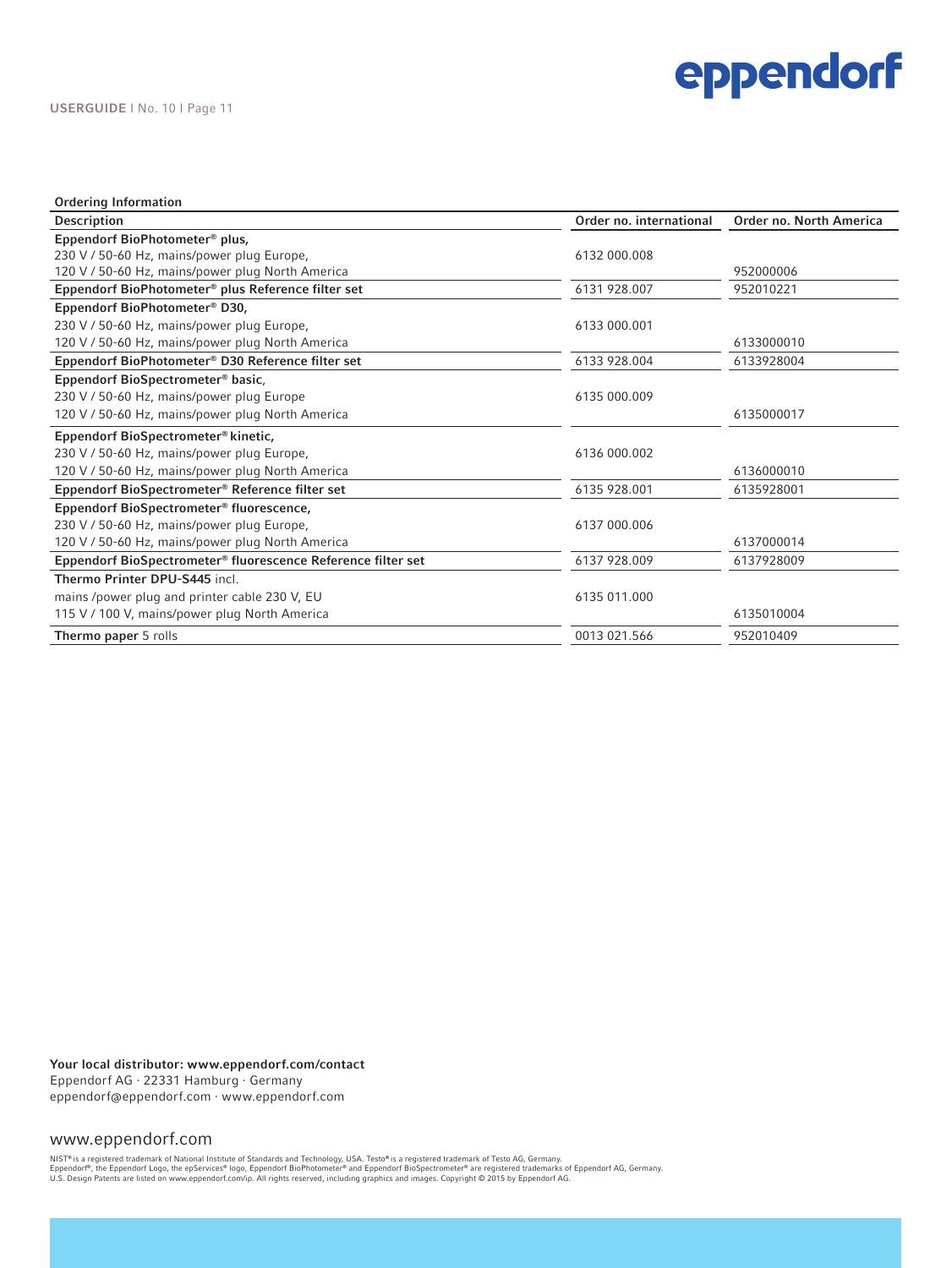**Ordering Information**

| Description | Order no. international | Order no. North America |
|---|---|---|
| **Eppendorf BioPhotometer® plus,**<br>230 V / 50-60 Hz, mains/power plug Europe,<br>120 V / 50-60 Hz, mains/power plug North America | 6132 000.008 | 952000006 |
| **Eppendorf BioPhotometer® plus Reference filter set** | 6131 928.007 | 952010221 |
| **Eppendorf BioPhotometer® D30,**<br>230 V / 50-60 Hz, mains/power plug Europe,<br>120 V / 50-60 Hz, mains/power plug North America | 6133 000.001 | 6133000010 |
| **Eppendorf BioPhotometer® D30 Reference filter set** | 6133 928.004 | 6133928004 |
| **Eppendorf BioSpectrometer® basic**,<br>230 V / 50-60 Hz, mains/power plug Europe<br>120 V / 50-60 Hz, mains/power plug North America | 6135 000.009 | 6135000017 |
| **Eppendorf BioSpectrometer® kinetic,**<br>230 V / 50-60 Hz, mains/power plug Europe,<br>120 V / 50-60 Hz, mains/power plug North America | 6136 000.002 | 6136000010 |
| **Eppendorf BioSpectrometer® Reference filter set** | 6135 928.001 | 6135928001 |
| **Eppendorf BioSpectrometer® fluorescence,**<br>230 V / 50-60 Hz, mains/power plug Europe,<br>120 V / 50-60 Hz, mains/power plug North America | 6137 000.006 | 6137000014 |
| **Eppendorf BioSpectrometer® fluorescence Reference filter set** | 6137 928.009 | 6137928009 |
| **Thermo Printer DPU-S445** incl.<br>mains /power plug and printer cable 230 V, EU<br>115 V / 100 V, mains/power plug North America | 6135 011.000 | 6135010004 |
| **Thermo paper** 5 rolls | 0013 021.566 | 952010409 |

**Your local distributor: www.eppendorf.com/contact**
Eppendorf AG · 22331 Hamburg · Germany
eppendorf@eppendorf.com · www.eppendorf.com

www.eppendorf.com

NIST® is a registered trademark of National Institute of Standards and Technology, USA. Testo® is a registered trademark of Testo AG, Germany.
Eppendorf®, the Eppendorf Logo, the epServices® logo, Eppendorf BioPhotometer® and Eppendorf BioSpectrometer® are registered trademarks of Eppendorf AG, Germany.
U.S. Design Patents are listed on www.eppendorf.com/ip. All rights reserved, including graphics and images. Copyright © 2015 by Eppendorf AG.